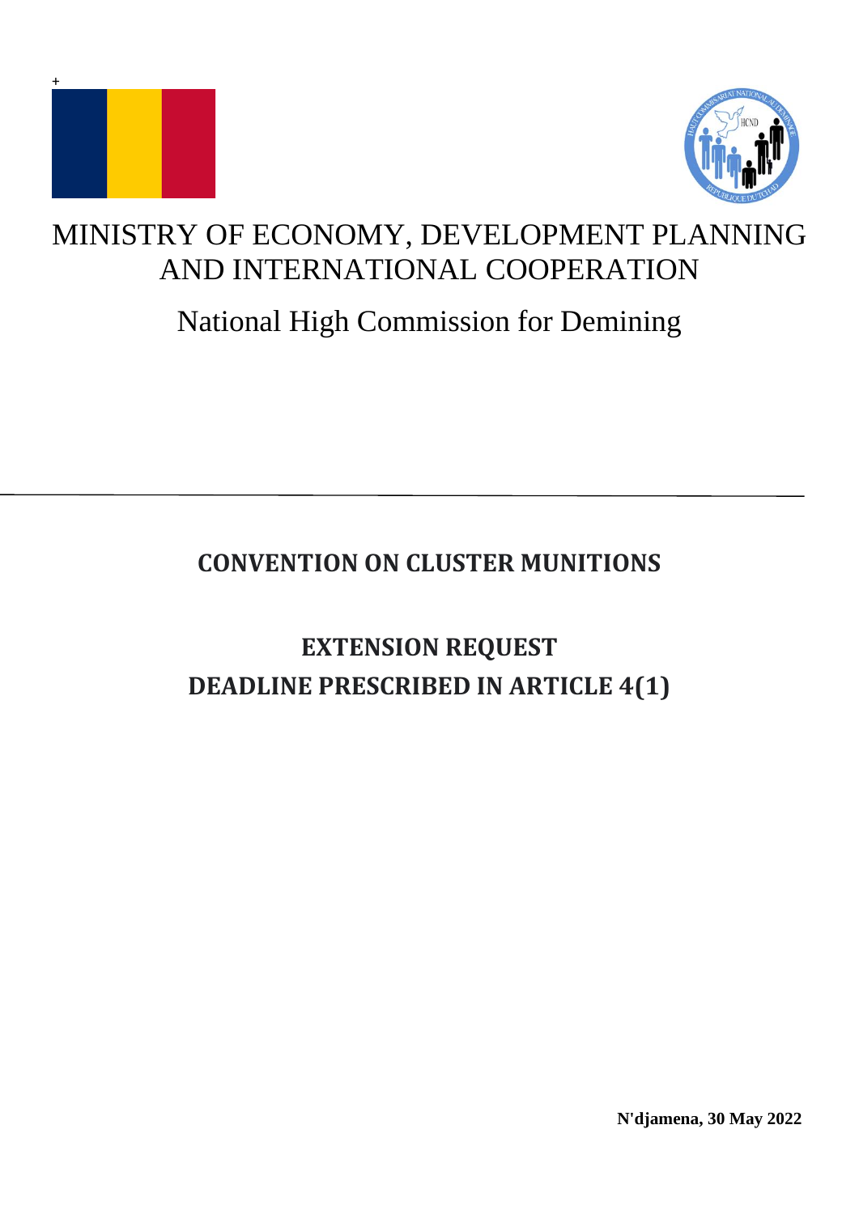MINISTRY OF ECONOMY, DEVELOPMENT PLANNING AND INTERNATIONAL COOPERATION

National High Commission for Demining

---

# CONVENTION ON CLUSTER MUNITIONS

# EXTENSION REQUEST DEADLINE PRESCRIBED IN ARTICLE 4(1)

**N'djamena, 30 May 2022**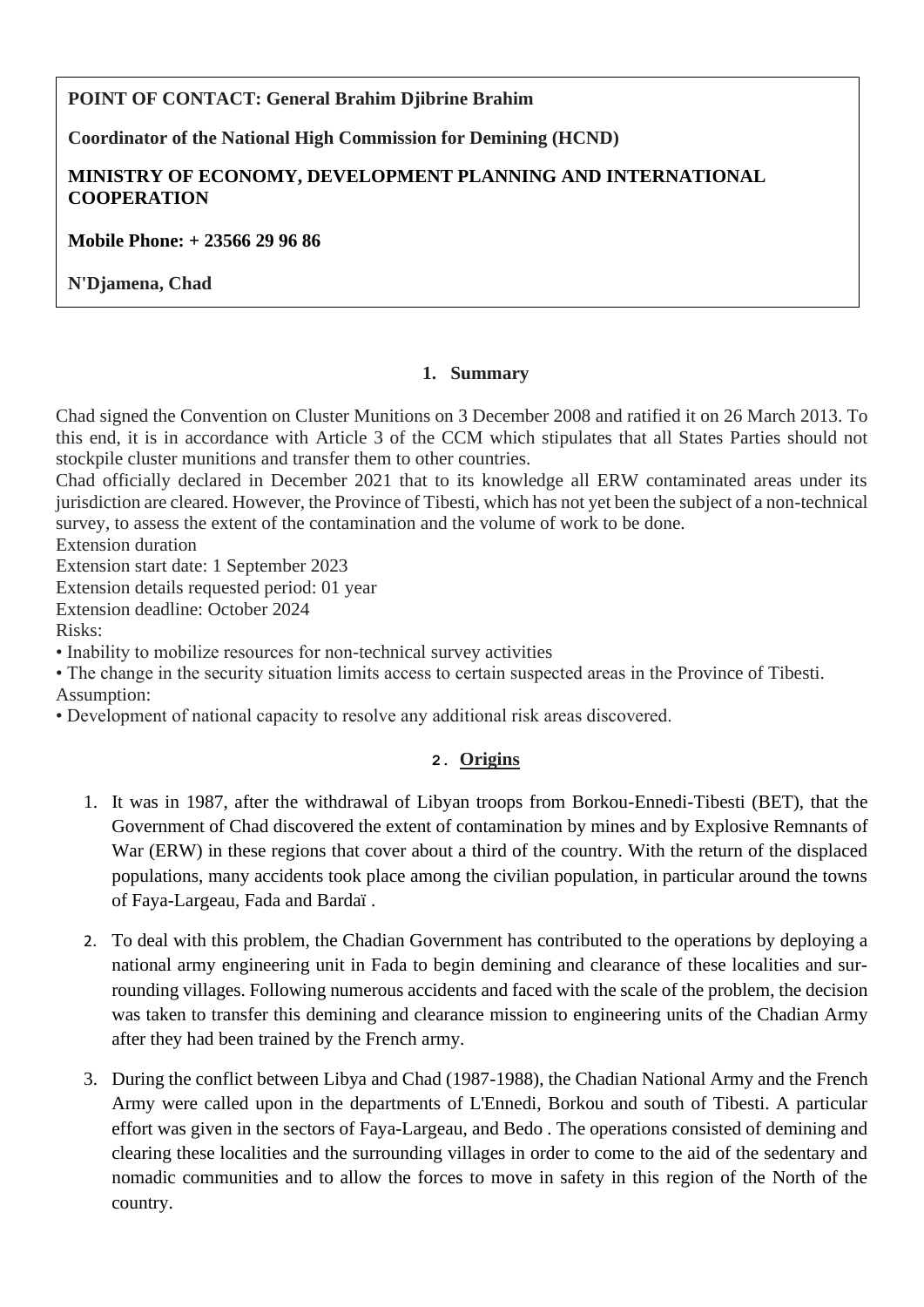**POINT OF CONTACT: General Brahim Djibrine Brahim**

**Coordinator of the National High Commission for Demining (HCND)**

**MINISTRY OF ECONOMY, DEVELOPMENT PLANNING AND INTERNATIONAL COOPERATION**

**Mobile Phone: + 23566 29 96 86**

**N'Djamena, Chad**

## 1. Summary

Chad signed the Convention on Cluster Munitions on 3 December 2008 and ratified it on 26 March 2013. To this end, it is in accordance with Article 3 of the CCM which stipulates that all States Parties should not stockpile cluster munitions and transfer them to other countries.
Chad officially declared in December 2021 that to its knowledge all ERW contaminated areas under its jurisdiction are cleared. However, the Province of Tibesti, which has not yet been the subject of a non-technical survey, to assess the extent of the contamination and the volume of work to be done.
Extension duration
Extension start date: 1 September 2023
Extension details requested period: 01 year
Extension deadline: October 2024
Risks:
• Inability to mobilize resources for non-technical survey activities
• The change in the security situation limits access to certain suspected areas in the Province of Tibesti.
Assumption:
• Development of national capacity to resolve any additional risk areas discovered.

## 2. Origins

1. It was in 1987, after the withdrawal of Libyan troops from Borkou-Ennedi-Tibesti (BET), that the Government of Chad discovered the extent of contamination by mines and by Explosive Remnants of War (ERW) in these regions that cover about a third of the country. With the return of the displaced populations, many accidents took place among the civilian population, in particular around the towns of Faya-Largeau, Fada and Bardaï .

2. To deal with this problem, the Chadian Government has contributed to the operations by deploying a national army engineering unit in Fada to begin demining and clearance of these localities and surrounding villages. Following numerous accidents and faced with the scale of the problem, the decision was taken to transfer this demining and clearance mission to engineering units of the Chadian Army after they had been trained by the French army.

3. During the conflict between Libya and Chad (1987-1988), the Chadian National Army and the French Army were called upon in the departments of L'Ennedi, Borkou and south of Tibesti. A particular effort was given in the sectors of Faya-Largeau, and Bedo . The operations consisted of demining and clearing these localities and the surrounding villages in order to come to the aid of the sedentary and nomadic communities and to allow the forces to move in safety in this region of the North of the country.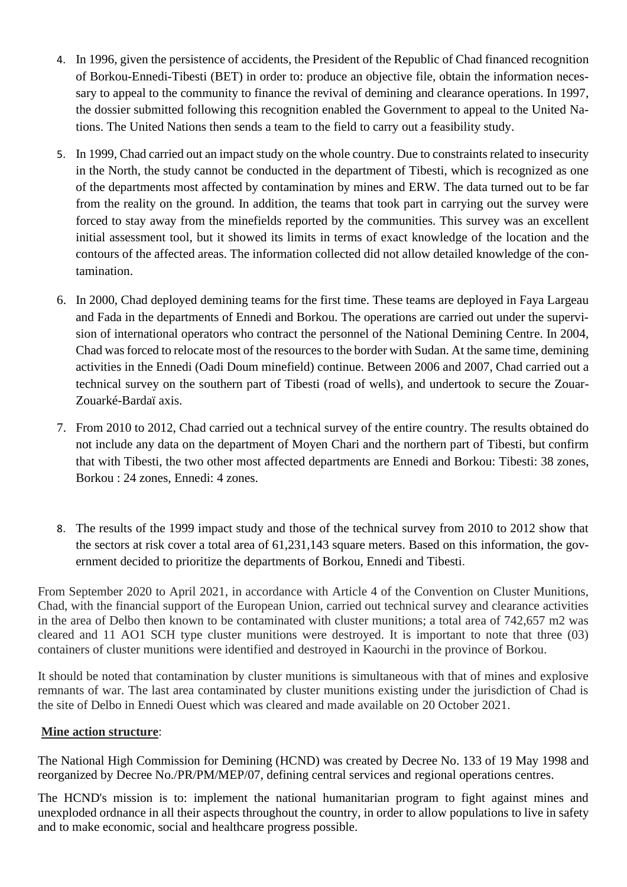4. In 1996, given the persistence of accidents, the President of the Republic of Chad financed recognition of Borkou-Ennedi-Tibesti (BET) in order to: produce an objective file, obtain the information necessary to appeal to the community to finance the revival of demining and clearance operations. In 1997, the dossier submitted following this recognition enabled the Government to appeal to the United Nations. The United Nations then sends a team to the field to carry out a feasibility study.

5. In 1999, Chad carried out an impact study on the whole country. Due to constraints related to insecurity in the North, the study cannot be conducted in the department of Tibesti, which is recognized as one of the departments most affected by contamination by mines and ERW. The data turned out to be far from the reality on the ground. In addition, the teams that took part in carrying out the survey were forced to stay away from the minefields reported by the communities. This survey was an excellent initial assessment tool, but it showed its limits in terms of exact knowledge of the location and the contours of the affected areas. The information collected did not allow detailed knowledge of the contamination.

6. In 2000, Chad deployed demining teams for the first time. These teams are deployed in Faya Largeau and Fada in the departments of Ennedi and Borkou. The operations are carried out under the supervision of international operators who contract the personnel of the National Demining Centre. In 2004, Chad was forced to relocate most of the resources to the border with Sudan. At the same time, demining activities in the Ennedi (Oadi Doum minefield) continue. Between 2006 and 2007, Chad carried out a technical survey on the southern part of Tibesti (road of wells), and undertook to secure the Zouar-Zouarké-Bardaï axis.

7. From 2010 to 2012, Chad carried out a technical survey of the entire country. The results obtained do not include any data on the department of Moyen Chari and the northern part of Tibesti, but confirm that with Tibesti, the two other most affected departments are Ennedi and Borkou: Tibesti: 38 zones, Borkou : 24 zones, Ennedi: 4 zones.

8. The results of the 1999 impact study and those of the technical survey from 2010 to 2012 show that the sectors at risk cover a total area of 61,231,143 square meters. Based on this information, the government decided to prioritize the departments of Borkou, Ennedi and Tibesti.

From September 2020 to April 2021, in accordance with Article 4 of the Convention on Cluster Munitions, Chad, with the financial support of the European Union, carried out technical survey and clearance activities in the area of Delbo then known to be contaminated with cluster munitions; a total area of 742,657 m2 was cleared and 11 AO1 SCH type cluster munitions were destroyed. It is important to note that three (03) containers of cluster munitions were identified and destroyed in Kaourchi in the province of Borkou.

It should be noted that contamination by cluster munitions is simultaneous with that of mines and explosive remnants of war. The last area contaminated by cluster munitions existing under the jurisdiction of Chad is the site of Delbo in Ennedi Ouest which was cleared and made available on 20 October 2021.

**Mine action structure**:

The National High Commission for Demining (HCND) was created by Decree No. 133 of 19 May 1998 and reorganized by Decree No./PR/PM/MEP/07, defining central services and regional operations centres.

The HCND's mission is to: implement the national humanitarian program to fight against mines and unexploded ordnance in all their aspects throughout the country, in order to allow populations to live in safety and to make economic, social and healthcare progress possible.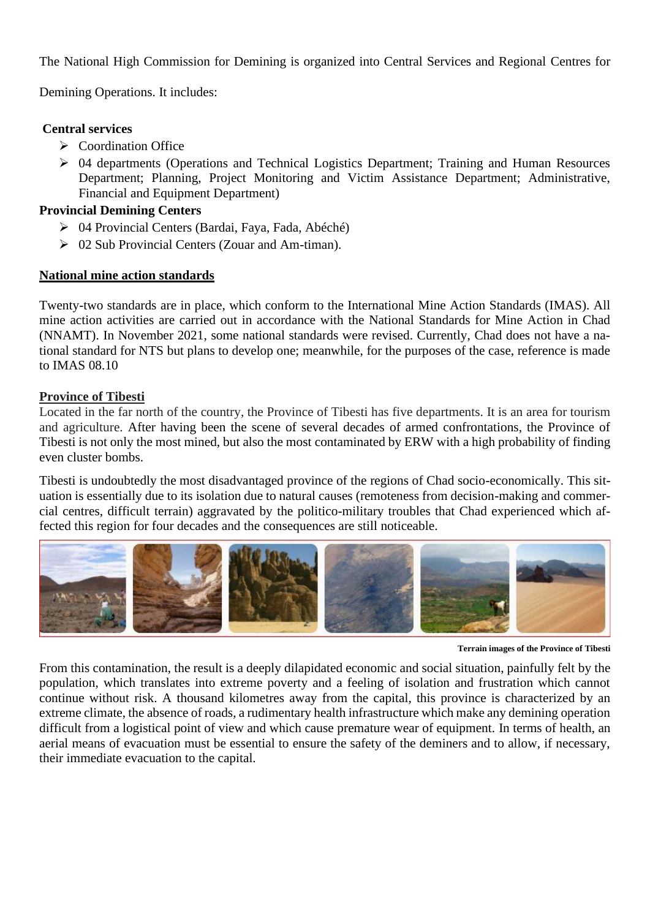The National High Commission for Demining is organized into Central Services and Regional Centres for Demining Operations. It includes:

**Central services**

- Coordination Office
- 04 departments (Operations and Technical Logistics Department; Training and Human Resources Department; Planning, Project Monitoring and Victim Assistance Department; Administrative, Financial and Equipment Department)

**Provincial Demining Centers**

- 04 Provincial Centers (Bardai, Faya, Fada, Abéché)
- 02 Sub Provincial Centers (Zouar and Am-timan).

## National mine action standards

Twenty-two standards are in place, which conform to the International Mine Action Standards (IMAS). All mine action activities are carried out in accordance with the National Standards for Mine Action in Chad (NNAMT). In November 2021, some national standards were revised. Currently, Chad does not have a national standard for NTS but plans to develop one; meanwhile, for the purposes of the case, reference is made to IMAS 08.10

## Province of Tibesti

Located in the far north of the country, the Province of Tibesti has five departments. It is an area for tourism and agriculture. After having been the scene of several decades of armed confrontations, the Province of Tibesti is not only the most mined, but also the most contaminated by ERW with a high probability of finding even cluster bombs.

Tibesti is undoubtedly the most disadvantaged province of the regions of Chad socio-economically. This situation is essentially due to its isolation due to natural causes (remoteness from decision-making and commercial centres, difficult terrain) aggravated by the politico-military troubles that Chad experienced which affected this region for four decades and the consequences are still noticeable.

**Terrain images of the Province of Tibesti**

From this contamination, the result is a deeply dilapidated economic and social situation, painfully felt by the population, which translates into extreme poverty and a feeling of isolation and frustration which cannot continue without risk. A thousand kilometres away from the capital, this province is characterized by an extreme climate, the absence of roads, a rudimentary health infrastructure which make any demining operation difficult from a logistical point of view and which cause premature wear of equipment. In terms of health, an aerial means of evacuation must be essential to ensure the safety of the deminers and to allow, if necessary, their immediate evacuation to the capital.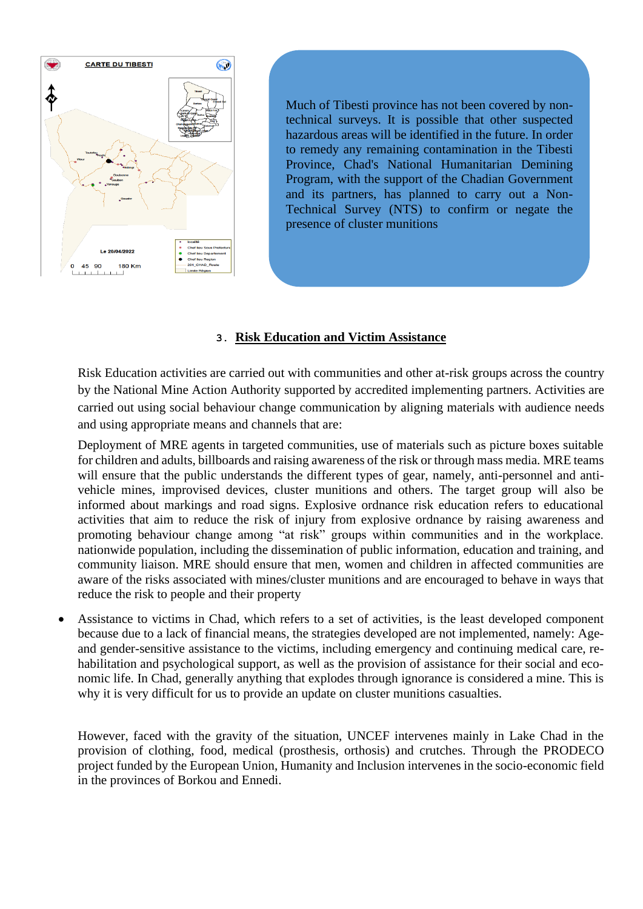Much of Tibesti province has not been covered by non-technical surveys. It is possible that other suspected hazardous areas will be identified in the future. In order to remedy any remaining contamination in the Tibesti Province, Chad's National Humanitarian Demining Program, with the support of the Chadian Government and its partners, has planned to carry out a Non-Technical Survey (NTS) to confirm or negate the presence of cluster munitions

### 3. Risk Education and Victim Assistance

Risk Education activities are carried out with communities and other at-risk groups across the country by the National Mine Action Authority supported by accredited implementing partners. Activities are carried out using social behaviour change communication by aligning materials with audience needs and using appropriate means and channels that are:

Deployment of MRE agents in targeted communities, use of materials such as picture boxes suitable for children and adults, billboards and raising awareness of the risk or through mass media. MRE teams will ensure that the public understands the different types of gear, namely, anti-personnel and anti-vehicle mines, improvised devices, cluster munitions and others. The target group will also be informed about markings and road signs. Explosive ordnance risk education refers to educational activities that aim to reduce the risk of injury from explosive ordnance by raising awareness and promoting behaviour change among "at risk" groups within communities and in the workplace. nationwide population, including the dissemination of public information, education and training, and community liaison. MRE should ensure that men, women and children in affected communities are aware of the risks associated with mines/cluster munitions and are encouraged to behave in ways that reduce the risk to people and their property

- Assistance to victims in Chad, which refers to a set of activities, is the least developed component because due to a lack of financial means, the strategies developed are not implemented, namely: Age- and gender-sensitive assistance to the victims, including emergency and continuing medical care, re-habilitation and psychological support, as well as the provision of assistance for their social and eco-nomic life. In Chad, generally anything that explodes through ignorance is considered a mine. This is why it is very difficult for us to provide an update on cluster munitions casualties.

However, faced with the gravity of the situation, UNCEF intervenes mainly in Lake Chad in the provision of clothing, food, medical (prosthesis, orthosis) and crutches. Through the PRODECO project funded by the European Union, Humanity and Inclusion intervenes in the socio-economic field in the provinces of Borkou and Ennedi.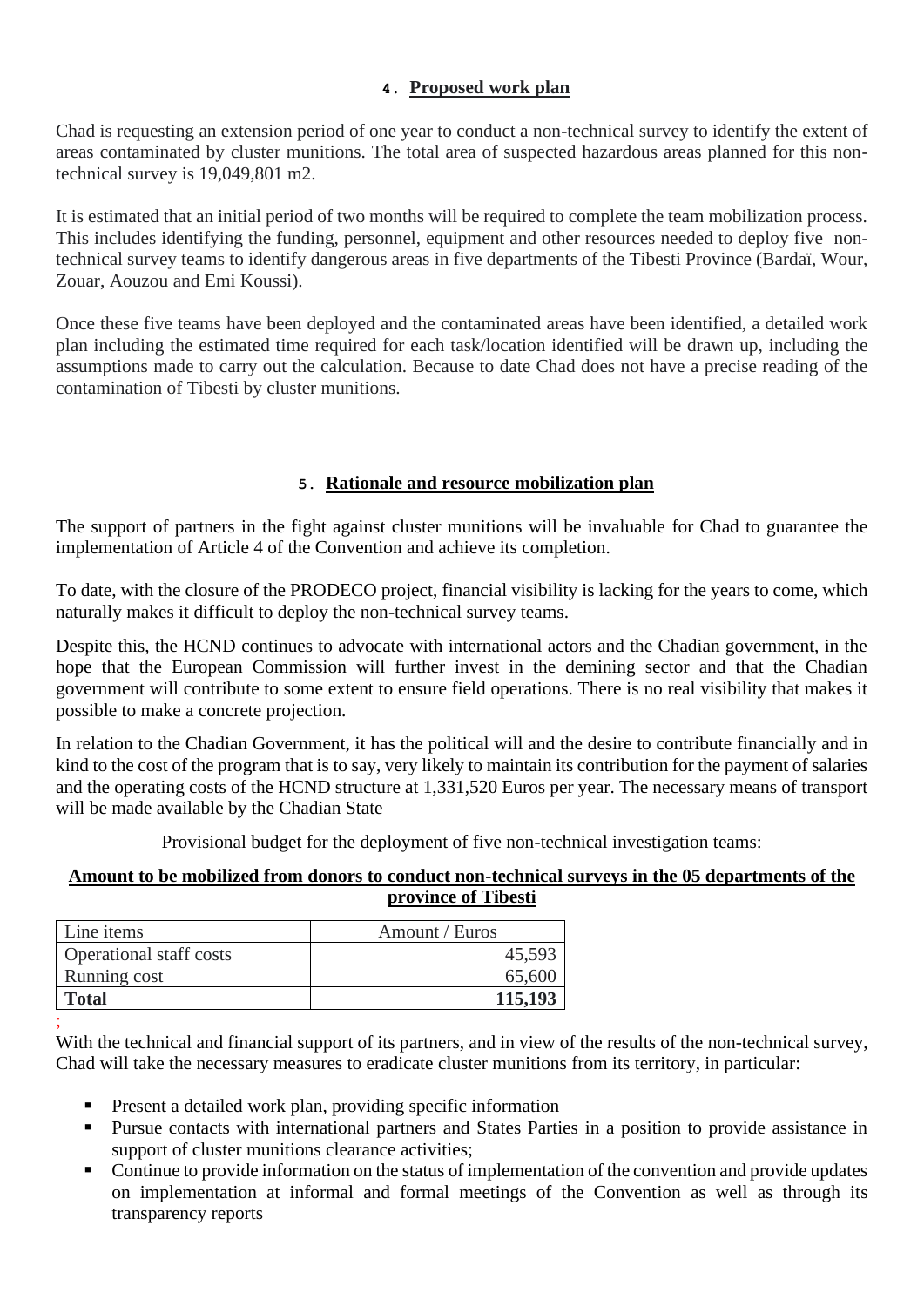## 4. Proposed work plan

Chad is requesting an extension period of one year to conduct a non-technical survey to identify the extent of areas contaminated by cluster munitions. The total area of suspected hazardous areas planned for this non-technical survey is 19,049,801 m2.

It is estimated that an initial period of two months will be required to complete the team mobilization process. This includes identifying the funding, personnel, equipment and other resources needed to deploy five non-technical survey teams to identify dangerous areas in five departments of the Tibesti Province (Bardaï, Wour, Zouar, Aouzou and Emi Koussi).

Once these five teams have been deployed and the contaminated areas have been identified, a detailed work plan including the estimated time required for each task/location identified will be drawn up, including the assumptions made to carry out the calculation. Because to date Chad does not have a precise reading of the contamination of Tibesti by cluster munitions.

## 5. Rationale and resource mobilization plan

The support of partners in the fight against cluster munitions will be invaluable for Chad to guarantee the implementation of Article 4 of the Convention and achieve its completion.

To date, with the closure of the PRODECO project, financial visibility is lacking for the years to come, which naturally makes it difficult to deploy the non-technical survey teams.

Despite this, the HCND continues to advocate with international actors and the Chadian government, in the hope that the European Commission will further invest in the demining sector and that the Chadian government will contribute to some extent to ensure field operations. There is no real visibility that makes it possible to make a concrete projection.

In relation to the Chadian Government, it has the political will and the desire to contribute financially and in kind to the cost of the program that is to say, very likely to maintain its contribution for the payment of salaries and the operating costs of the HCND structure at 1,331,520 Euros per year. The necessary means of transport will be made available by the Chadian State

Provisional budget for the deployment of five non-technical investigation teams:

**Amount to be mobilized from donors to conduct non-technical surveys in the 05 departments of the province of Tibesti**

| Line items | Amount / Euros |
|---|---|
| Operational staff costs | 45,593 |
| Running cost | 65,600 |
| **Total** | **115,193** |

;

With the technical and financial support of its partners, and in view of the results of the non-technical survey, Chad will take the necessary measures to eradicate cluster munitions from its territory, in particular:

- Present a detailed work plan, providing specific information
- Pursue contacts with international partners and States Parties in a position to provide assistance in support of cluster munitions clearance activities;
- Continue to provide information on the status of implementation of the convention and provide updates on implementation at informal and formal meetings of the Convention as well as through its transparency reports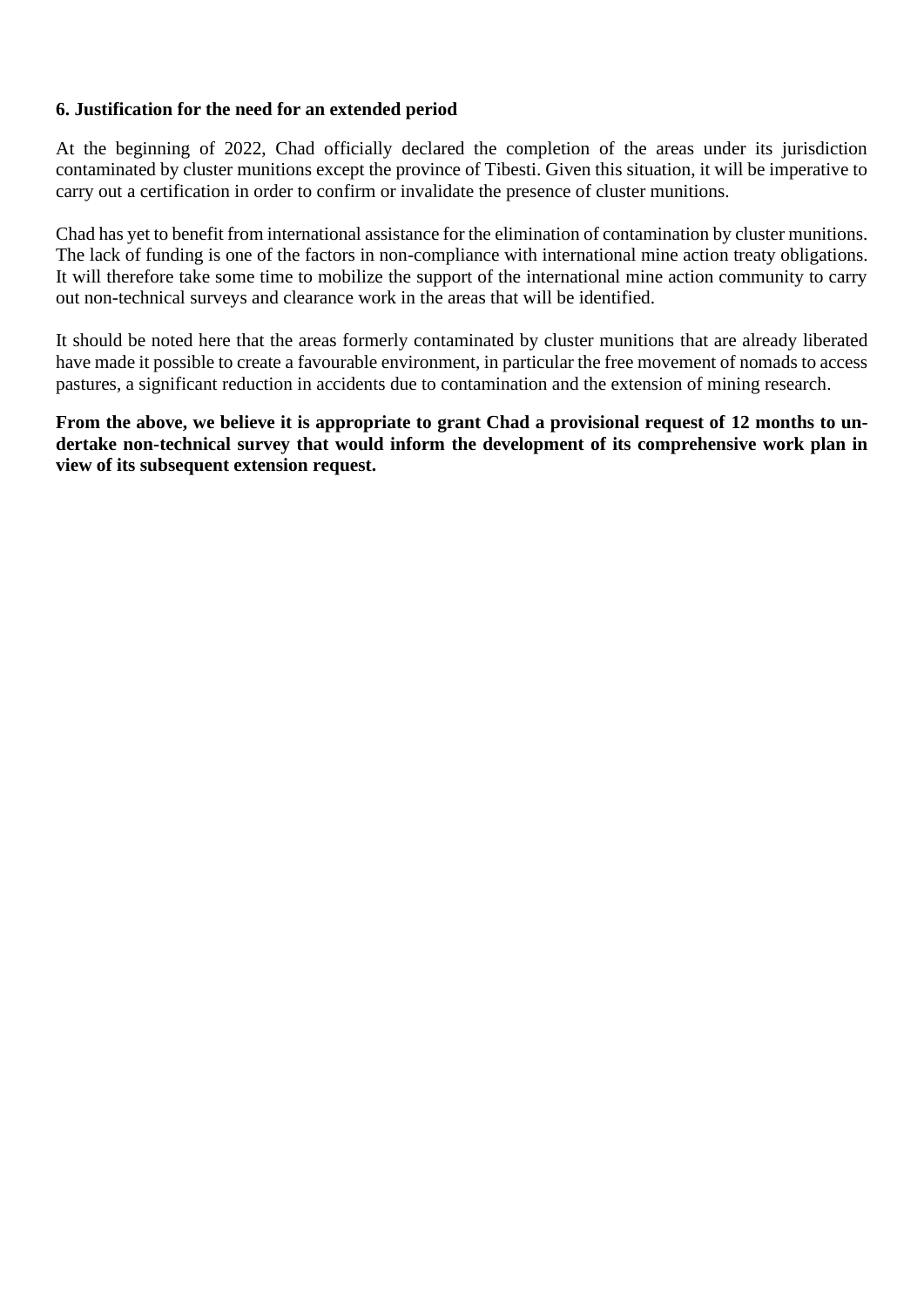**6. Justification for the need for an extended period**

At the beginning of 2022, Chad officially declared the completion of the areas under its jurisdiction contaminated by cluster munitions except the province of Tibesti. Given this situation, it will be imperative to carry out a certification in order to confirm or invalidate the presence of cluster munitions.

Chad has yet to benefit from international assistance for the elimination of contamination by cluster munitions. The lack of funding is one of the factors in non-compliance with international mine action treaty obligations. It will therefore take some time to mobilize the support of the international mine action community to carry out non-technical surveys and clearance work in the areas that will be identified.

It should be noted here that the areas formerly contaminated by cluster munitions that are already liberated have made it possible to create a favourable environment, in particular the free movement of nomads to access pastures, a significant reduction in accidents due to contamination and the extension of mining research.

**From the above, we believe it is appropriate to grant Chad a provisional request of 12 months to undertake non-technical survey that would inform the development of its comprehensive work plan in view of its subsequent extension request.**